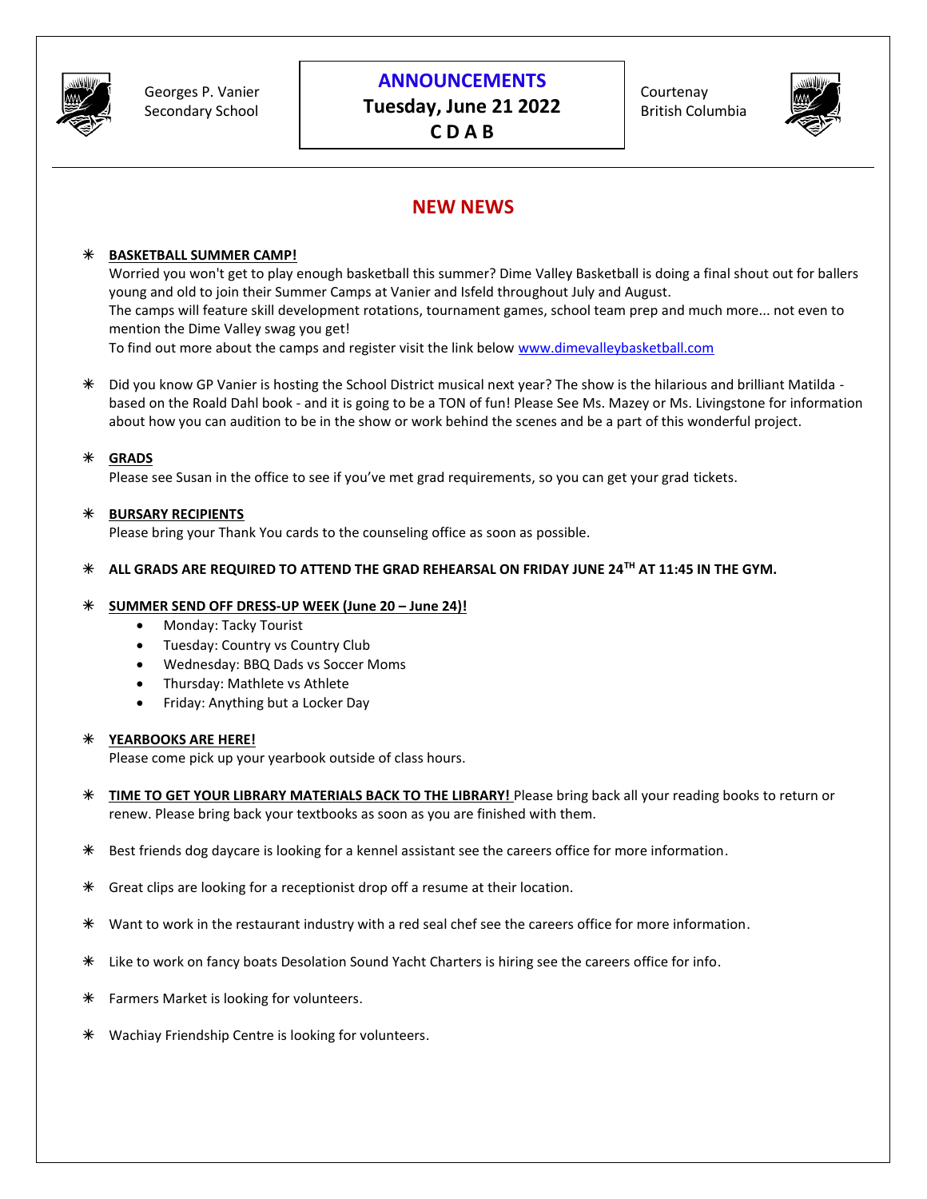Georges P. Vanier Secondary School

# ANNOUNCEMENTS
**Tuesday, June 21 2022**
**C D A B**

Courtenay British Columbia

## NEW NEWS

- **BASKETBALL SUMMER CAMP!**
  Worried you won't get to play enough basketball this summer? Dime Valley Basketball is doing a final shout out for ballers young and old to join their Summer Camps at Vanier and Isfeld throughout July and August.
  The camps will feature skill development rotations, tournament games, school team prep and much more... not even to mention the Dime Valley swag you get!
  To find out more about the camps and register visit the link below [www.dimevalleybasketball.com](http://www.dimevalleybasketball.com)

- Did you know GP Vanier is hosting the School District musical next year? The show is the hilarious and brilliant Matilda - based on the Roald Dahl book - and it is going to be a TON of fun! Please See Ms. Mazey or Ms. Livingstone for information about how you can audition to be in the show or work behind the scenes and be a part of this wonderful project.

- **GRADS**
  Please see Susan in the office to see if you've met grad requirements, so you can get your grad tickets.

- **BURSARY RECIPIENTS**
  Please bring your Thank You cards to the counseling office as soon as possible.

- **ALL GRADS ARE REQUIRED TO ATTEND THE GRAD REHEARSAL ON FRIDAY JUNE 24TH AT 11:45 IN THE GYM.**

- **SUMMER SEND OFF DRESS-UP WEEK (June 20 – June 24)!**
  - Monday: Tacky Tourist
  - Tuesday: Country vs Country Club
  - Wednesday: BBQ Dads vs Soccer Moms
  - Thursday: Mathlete vs Athlete
  - Friday: Anything but a Locker Day

- **YEARBOOKS ARE HERE!**
  Please come pick up your yearbook outside of class hours.

- **TIME TO GET YOUR LIBRARY MATERIALS BACK TO THE LIBRARY!** Please bring back all your reading books to return or renew. Please bring back your textbooks as soon as you are finished with them.

- Best friends dog daycare is looking for a kennel assistant see the careers office for more information.

- Great clips are looking for a receptionist drop off a resume at their location.

- Want to work in the restaurant industry with a red seal chef see the careers office for more information.

- Like to work on fancy boats Desolation Sound Yacht Charters is hiring see the careers office for info.

- Farmers Market is looking for volunteers.

- Wachiay Friendship Centre is looking for volunteers.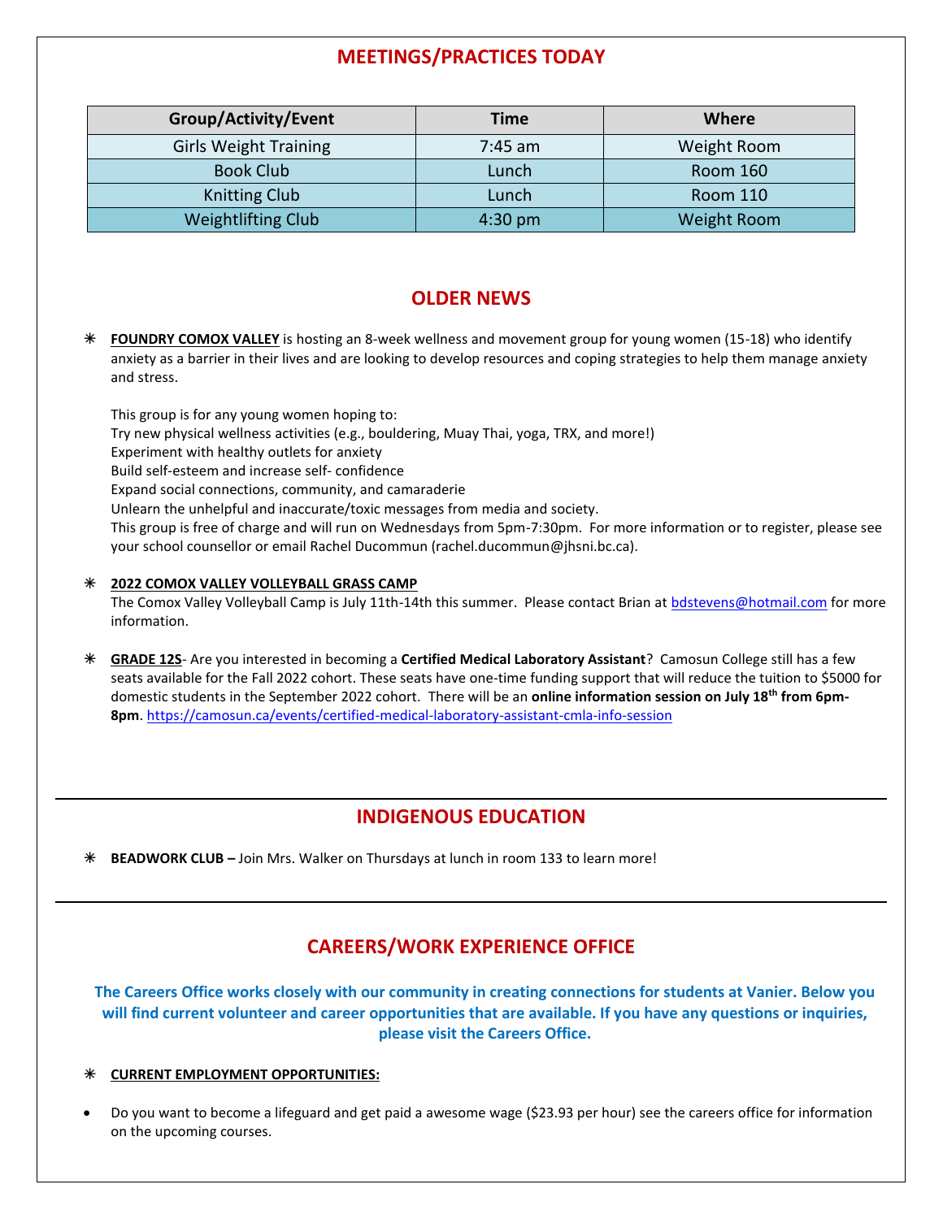## MEETINGS/PRACTICES TODAY

| Group/Activity/Event | Time | Where |
|---|---|---|
| Girls Weight Training | 7:45 am | Weight Room |
| Book Club | Lunch | Room 160 |
| Knitting Club | Lunch | Room 110 |
| Weightlifting Club | 4:30 pm | Weight Room |

## OLDER NEWS

- **FOUNDRY COMOX VALLEY** is hosting an 8-week wellness and movement group for young women (15-18) who identify anxiety as a barrier in their lives and are looking to develop resources and coping strategies to help them manage anxiety and stress.

  This group is for any young women hoping to:
  Try new physical wellness activities (e.g., bouldering, Muay Thai, yoga, TRX, and more!)
  Experiment with healthy outlets for anxiety
  Build self-esteem and increase self- confidence
  Expand social connections, community, and camaraderie
  Unlearn the unhelpful and inaccurate/toxic messages from media and society.
  This group is free of charge and will run on Wednesdays from 5pm-7:30pm. For more information or to register, please see your school counsellor or email Rachel Ducommun (rachel.ducommun@jhsni.bc.ca).

- **2022 COMOX VALLEY VOLLEYBALL GRASS CAMP**
  The Comox Valley Volleyball Camp is July 11th-14th this summer. Please contact Brian at bdstevens@hotmail.com for more information.

- **GRADE 12S**- Are you interested in becoming a **Certified Medical Laboratory Assistant**? Camosun College still has a few seats available for the Fall 2022 cohort. These seats have one-time funding support that will reduce the tuition to $5000 for domestic students in the September 2022 cohort. There will be an **online information session on July 18th from 6pm-8pm**. https://camosun.ca/events/certified-medical-laboratory-assistant-cmla-info-session

## INDIGENOUS EDUCATION

- **BEADWORK CLUB –** Join Mrs. Walker on Thursdays at lunch in room 133 to learn more!

## CAREERS/WORK EXPERIENCE OFFICE

**The Careers Office works closely with our community in creating connections for students at Vanier. Below you will find current volunteer and career opportunities that are available. If you have any questions or inquiries, please visit the Careers Office.**

- **CURRENT EMPLOYMENT OPPORTUNITIES:**

- Do you want to become a lifeguard and get paid a awesome wage ($23.93 per hour) see the careers office for information on the upcoming courses.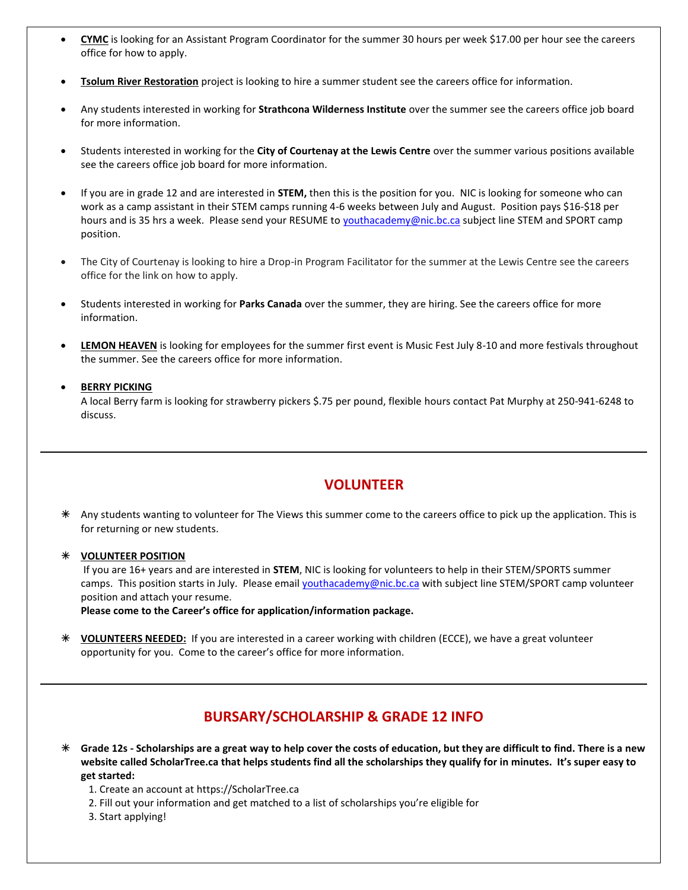- **CYMC** is looking for an Assistant Program Coordinator for the summer 30 hours per week $17.00 per hour see the careers office for how to apply.

- **Tsolum River Restoration** project is looking to hire a summer student see the careers office for information.

- Any students interested in working for **Strathcona Wilderness Institute** over the summer see the careers office job board for more information.

- Students interested in working for the **City of Courtenay at the Lewis Centre** over the summer various positions available see the careers office job board for more information.

- If you are in grade 12 and are interested in **STEM,** then this is the position for you. NIC is looking for someone who can work as a camp assistant in their STEM camps running 4-6 weeks between July and August. Position pays $16-$18 per hours and is 35 hrs a week. Please send your RESUME to youthacademy@nic.bc.ca subject line STEM and SPORT camp position.

- The City of Courtenay is looking to hire a Drop-in Program Facilitator for the summer at the Lewis Centre see the careers office for the link on how to apply.

- Students interested in working for **Parks Canada** over the summer, they are hiring. See the careers office for more information.

- **LEMON HEAVEN** is looking for employees for the summer first event is Music Fest July 8-10 and more festivals throughout the summer. See the careers office for more information.

- **BERRY PICKING**
  A local Berry farm is looking for strawberry pickers $.75 per pound, flexible hours contact Pat Murphy at 250-941-6248 to discuss.

---

## VOLUNTEER

- Any students wanting to volunteer for The Views this summer come to the careers office to pick up the application. This is for returning or new students.

- **VOLUNTEER POSITION**
  If you are 16+ years and are interested in **STEM**, NIC is looking for volunteers to help in their STEM/SPORTS summer camps. This position starts in July. Please email youthacademy@nic.bc.ca with subject line STEM/SPORT camp volunteer position and attach your resume.
  **Please come to the Career's office for application/information package.**

- **VOLUNTEERS NEEDED:** If you are interested in a career working with children (ECCE), we have a great volunteer opportunity for you. Come to the career's office for more information.

---

## BURSARY/SCHOLARSHIP & GRADE 12 INFO

- **Grade 12s - Scholarships are a great way to help cover the costs of education, but they are difficult to find. There is a new website called ScholarTree.ca that helps students find all the scholarships they qualify for in minutes. It's super easy to get started:**
  1. Create an account at https://ScholarTree.ca
  2. Fill out your information and get matched to a list of scholarships you're eligible for
  3. Start applying!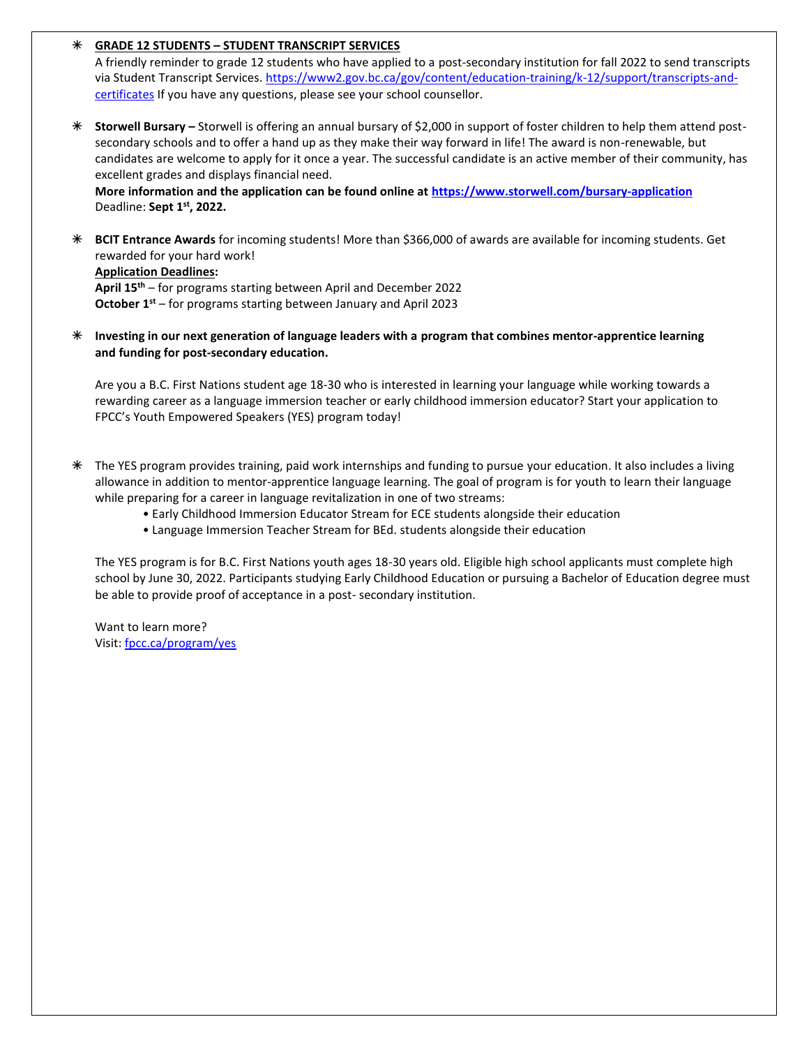- **GRADE 12 STUDENTS – STUDENT TRANSCRIPT SERVICES**
  A friendly reminder to grade 12 students who have applied to a post-secondary institution for fall 2022 to send transcripts via Student Transcript Services. https://www2.gov.bc.ca/gov/content/education-training/k-12/support/transcripts-and-certificates If you have any questions, please see your school counsellor.

- **Storwell Bursary –** Storwell is offering an annual bursary of $2,000 in support of foster children to help them attend post-secondary schools and to offer a hand up as they make their way forward in life! The award is non-renewable, but candidates are welcome to apply for it once a year. The successful candidate is an active member of their community, has excellent grades and displays financial need.
  **More information and the application can be found online at https://www.storwell.com/bursary-application**
  Deadline: **Sept 1st, 2022.**

- **BCIT Entrance Awards** for incoming students! More than $366,000 of awards are available for incoming students. Get rewarded for your hard work!
  **Application Deadlines:**
  **April 15th** – for programs starting between April and December 2022
  **October 1st** – for programs starting between January and April 2023

- **Investing in our next generation of language leaders with a program that combines mentor-apprentice learning and funding for post-secondary education.**

  Are you a B.C. First Nations student age 18-30 who is interested in learning your language while working towards a rewarding career as a language immersion teacher or early childhood immersion educator? Start your application to FPCC's Youth Empowered Speakers (YES) program today!

- The YES program provides training, paid work internships and funding to pursue your education. It also includes a living allowance in addition to mentor-apprentice language learning. The goal of program is for youth to learn their language while preparing for a career in language revitalization in one of two streams:
  - Early Childhood Immersion Educator Stream for ECE students alongside their education
  - Language Immersion Teacher Stream for BEd. students alongside their education

  The YES program is for B.C. First Nations youth ages 18-30 years old. Eligible high school applicants must complete high school by June 30, 2022. Participants studying Early Childhood Education or pursuing a Bachelor of Education degree must be able to provide proof of acceptance in a post- secondary institution.

  Want to learn more?
  Visit: fpcc.ca/program/yes